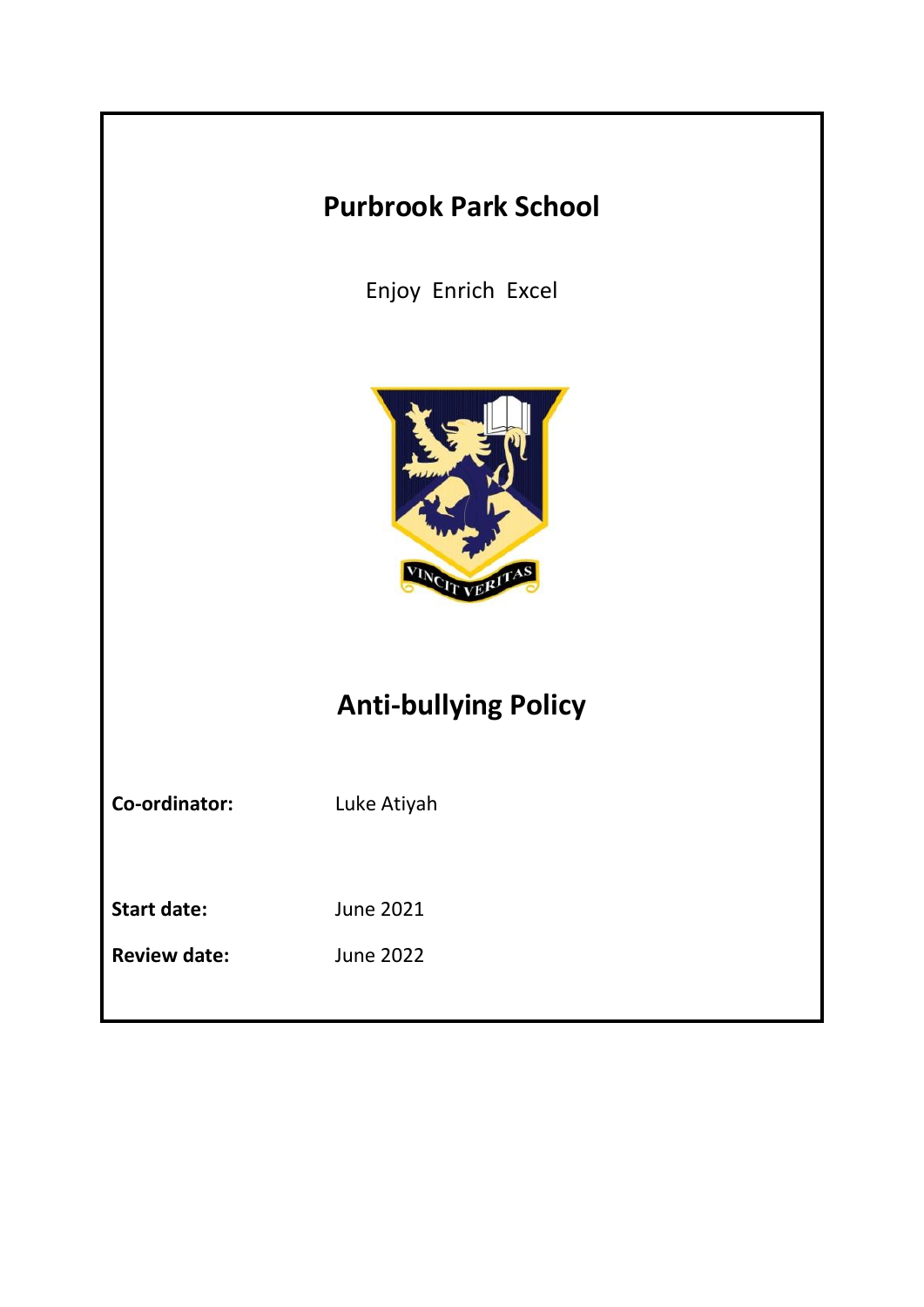# Purbrook Park School

Enjoy Enrich Excel

# Anti-bullying Policy

**Co-ordinator:** Luke Atiyah

**Start date:** June 2021

**Review date:** June 2022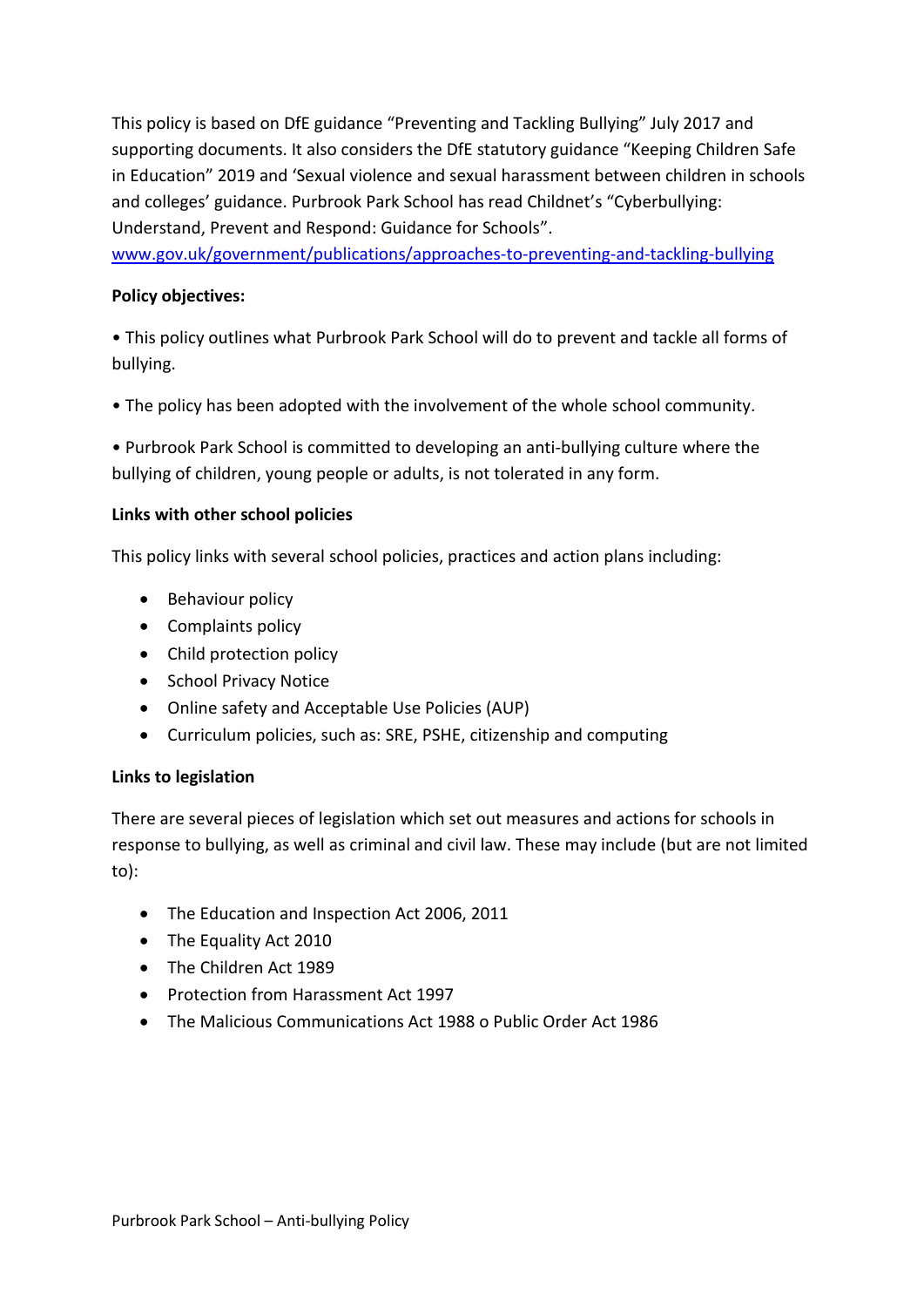This policy is based on DfE guidance "Preventing and Tackling Bullying" July 2017 and supporting documents. It also considers the DfE statutory guidance "Keeping Children Safe in Education" 2019 and 'Sexual violence and sexual harassment between children in schools and colleges' guidance. Purbrook Park School has read Childnet's "Cyberbullying: Understand, Prevent and Respond: Guidance for Schools".
[www.gov.uk/government/publications/approaches-to-preventing-and-tackling-bullying](http://www.gov.uk/government/publications/approaches-to-preventing-and-tackling-bullying)

**Policy objectives:**

• This policy outlines what Purbrook Park School will do to prevent and tackle all forms of bullying.

• The policy has been adopted with the involvement of the whole school community.

• Purbrook Park School is committed to developing an anti-bullying culture where the bullying of children, young people or adults, is not tolerated in any form.

**Links with other school policies**

This policy links with several school policies, practices and action plans including:

- Behaviour policy
- Complaints policy
- Child protection policy
- School Privacy Notice
- Online safety and Acceptable Use Policies (AUP)
- Curriculum policies, such as: SRE, PSHE, citizenship and computing

**Links to legislation**

There are several pieces of legislation which set out measures and actions for schools in response to bullying, as well as criminal and civil law. These may include (but are not limited to):

- The Education and Inspection Act 2006, 2011
- The Equality Act 2010
- The Children Act 1989
- Protection from Harassment Act 1997
- The Malicious Communications Act 1988 o Public Order Act 1986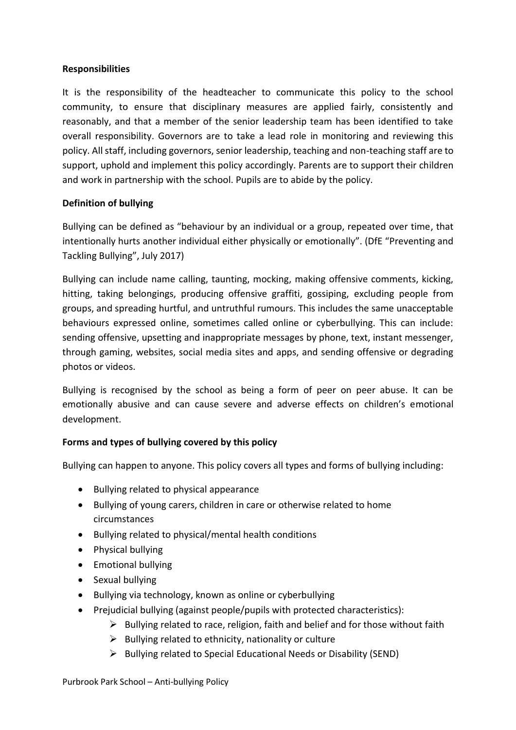**Responsibilities**

It is the responsibility of the headteacher to communicate this policy to the school community, to ensure that disciplinary measures are applied fairly, consistently and reasonably, and that a member of the senior leadership team has been identified to take overall responsibility. Governors are to take a lead role in monitoring and reviewing this policy. All staff, including governors, senior leadership, teaching and non-teaching staff are to support, uphold and implement this policy accordingly. Parents are to support their children and work in partnership with the school. Pupils are to abide by the policy.

**Definition of bullying**

Bullying can be defined as "behaviour by an individual or a group, repeated over time, that intentionally hurts another individual either physically or emotionally". (DfE "Preventing and Tackling Bullying", July 2017)

Bullying can include name calling, taunting, mocking, making offensive comments, kicking, hitting, taking belongings, producing offensive graffiti, gossiping, excluding people from groups, and spreading hurtful, and untruthful rumours. This includes the same unacceptable behaviours expressed online, sometimes called online or cyberbullying. This can include: sending offensive, upsetting and inappropriate messages by phone, text, instant messenger, through gaming, websites, social media sites and apps, and sending offensive or degrading photos or videos.

Bullying is recognised by the school as being a form of peer on peer abuse. It can be emotionally abusive and can cause severe and adverse effects on children's emotional development.

**Forms and types of bullying covered by this policy**

Bullying can happen to anyone. This policy covers all types and forms of bullying including:

- Bullying related to physical appearance
- Bullying of young carers, children in care or otherwise related to home circumstances
- Bullying related to physical/mental health conditions
- Physical bullying
- Emotional bullying
- Sexual bullying
- Bullying via technology, known as online or cyberbullying
- Prejudicial bullying (against people/pupils with protected characteristics):
  - Bullying related to race, religion, faith and belief and for those without faith
  - Bullying related to ethnicity, nationality or culture
  - Bullying related to Special Educational Needs or Disability (SEND)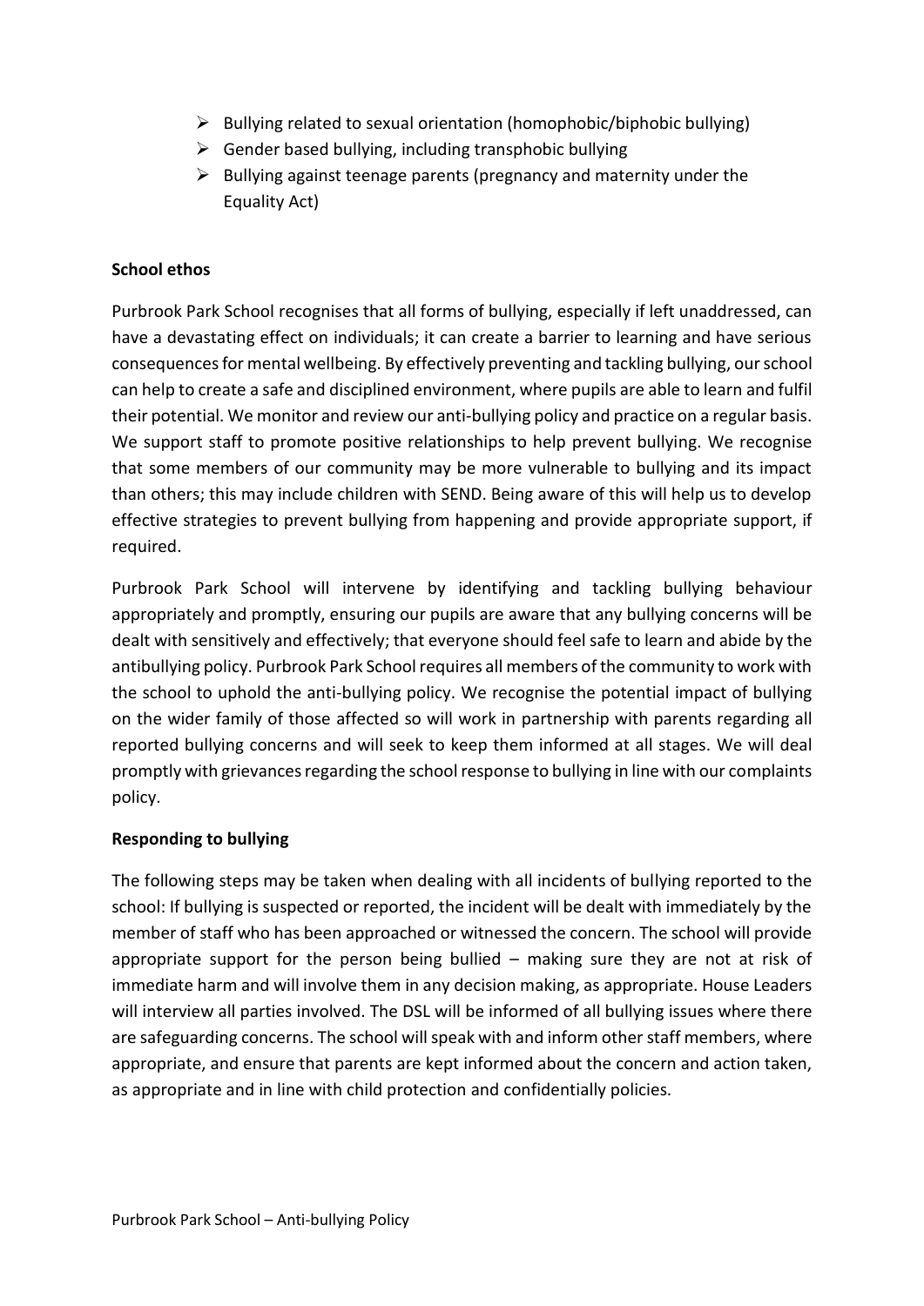- Bullying related to sexual orientation (homophobic/biphobic bullying)
- Gender based bullying, including transphobic bullying
- Bullying against teenage parents (pregnancy and maternity under the Equality Act)

**School ethos**

Purbrook Park School recognises that all forms of bullying, especially if left unaddressed, can have a devastating effect on individuals; it can create a barrier to learning and have serious consequences for mental wellbeing. By effectively preventing and tackling bullying, our school can help to create a safe and disciplined environment, where pupils are able to learn and fulfil their potential. We monitor and review our anti-bullying policy and practice on a regular basis. We support staff to promote positive relationships to help prevent bullying. We recognise that some members of our community may be more vulnerable to bullying and its impact than others; this may include children with SEND. Being aware of this will help us to develop effective strategies to prevent bullying from happening and provide appropriate support, if required.

Purbrook Park School will intervene by identifying and tackling bullying behaviour appropriately and promptly, ensuring our pupils are aware that any bullying concerns will be dealt with sensitively and effectively; that everyone should feel safe to learn and abide by the antibullying policy. Purbrook Park School requires all members of the community to work with the school to uphold the anti-bullying policy. We recognise the potential impact of bullying on the wider family of those affected so will work in partnership with parents regarding all reported bullying concerns and will seek to keep them informed at all stages. We will deal promptly with grievances regarding the school response to bullying in line with our complaints policy.

**Responding to bullying**

The following steps may be taken when dealing with all incidents of bullying reported to the school: If bullying is suspected or reported, the incident will be dealt with immediately by the member of staff who has been approached or witnessed the concern. The school will provide appropriate support for the person being bullied – making sure they are not at risk of immediate harm and will involve them in any decision making, as appropriate. House Leaders will interview all parties involved. The DSL will be informed of all bullying issues where there are safeguarding concerns. The school will speak with and inform other staff members, where appropriate, and ensure that parents are kept informed about the concern and action taken, as appropriate and in line with child protection and confidentially policies.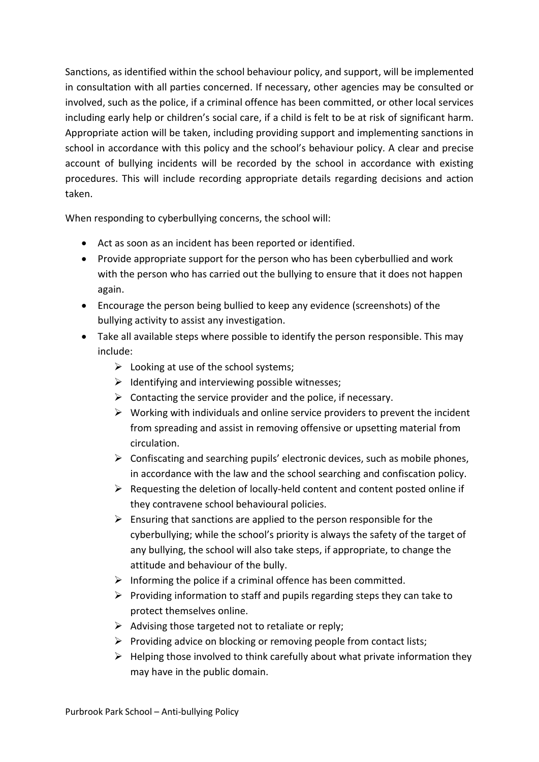Sanctions, as identified within the school behaviour policy, and support, will be implemented in consultation with all parties concerned. If necessary, other agencies may be consulted or involved, such as the police, if a criminal offence has been committed, or other local services including early help or children's social care, if a child is felt to be at risk of significant harm. Appropriate action will be taken, including providing support and implementing sanctions in school in accordance with this policy and the school's behaviour policy. A clear and precise account of bullying incidents will be recorded by the school in accordance with existing procedures. This will include recording appropriate details regarding decisions and action taken.

When responding to cyberbullying concerns, the school will:

- Act as soon as an incident has been reported or identified.
- Provide appropriate support for the person who has been cyberbullied and work with the person who has carried out the bullying to ensure that it does not happen again.
- Encourage the person being bullied to keep any evidence (screenshots) of the bullying activity to assist any investigation.
- Take all available steps where possible to identify the person responsible. This may include:
  - Looking at use of the school systems;
  - Identifying and interviewing possible witnesses;
  - Contacting the service provider and the police, if necessary.
  - Working with individuals and online service providers to prevent the incident from spreading and assist in removing offensive or upsetting material from circulation.
  - Confiscating and searching pupils' electronic devices, such as mobile phones, in accordance with the law and the school searching and confiscation policy.
  - Requesting the deletion of locally-held content and content posted online if they contravene school behavioural policies.
  - Ensuring that sanctions are applied to the person responsible for the cyberbullying; while the school's priority is always the safety of the target of any bullying, the school will also take steps, if appropriate, to change the attitude and behaviour of the bully.
  - Informing the police if a criminal offence has been committed.
  - Providing information to staff and pupils regarding steps they can take to protect themselves online.
  - Advising those targeted not to retaliate or reply;
  - Providing advice on blocking or removing people from contact lists;
  - Helping those involved to think carefully about what private information they may have in the public domain.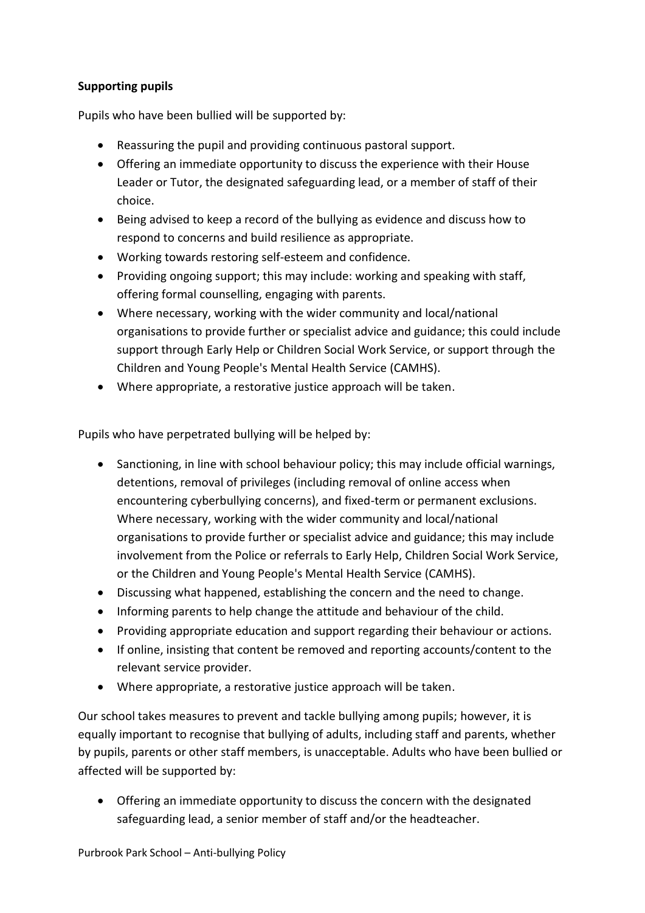**Supporting pupils**

Pupils who have been bullied will be supported by:

- Reassuring the pupil and providing continuous pastoral support.
- Offering an immediate opportunity to discuss the experience with their House Leader or Tutor, the designated safeguarding lead, or a member of staff of their choice.
- Being advised to keep a record of the bullying as evidence and discuss how to respond to concerns and build resilience as appropriate.
- Working towards restoring self-esteem and confidence.
- Providing ongoing support; this may include: working and speaking with staff, offering formal counselling, engaging with parents.
- Where necessary, working with the wider community and local/national organisations to provide further or specialist advice and guidance; this could include support through Early Help or Children Social Work Service, or support through the Children and Young People's Mental Health Service (CAMHS).
- Where appropriate, a restorative justice approach will be taken.

Pupils who have perpetrated bullying will be helped by:

- Sanctioning, in line with school behaviour policy; this may include official warnings, detentions, removal of privileges (including removal of online access when encountering cyberbullying concerns), and fixed-term or permanent exclusions. Where necessary, working with the wider community and local/national organisations to provide further or specialist advice and guidance; this may include involvement from the Police or referrals to Early Help, Children Social Work Service, or the Children and Young People's Mental Health Service (CAMHS).
- Discussing what happened, establishing the concern and the need to change.
- Informing parents to help change the attitude and behaviour of the child.
- Providing appropriate education and support regarding their behaviour or actions.
- If online, insisting that content be removed and reporting accounts/content to the relevant service provider.
- Where appropriate, a restorative justice approach will be taken.

Our school takes measures to prevent and tackle bullying among pupils; however, it is equally important to recognise that bullying of adults, including staff and parents, whether by pupils, parents or other staff members, is unacceptable. Adults who have been bullied or affected will be supported by:

- Offering an immediate opportunity to discuss the concern with the designated safeguarding lead, a senior member of staff and/or the headteacher.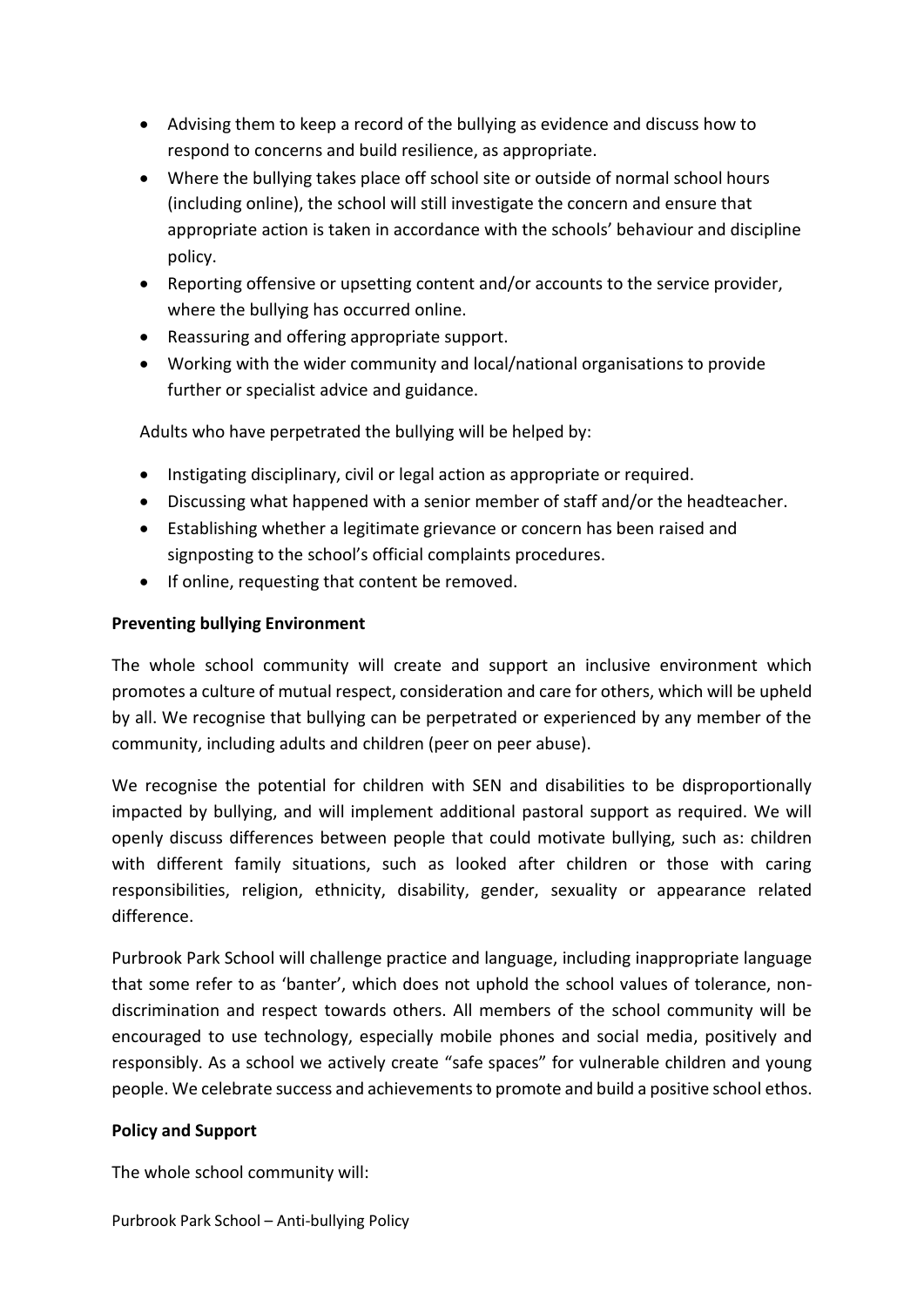- Advising them to keep a record of the bullying as evidence and discuss how to respond to concerns and build resilience, as appropriate.
- Where the bullying takes place off school site or outside of normal school hours (including online), the school will still investigate the concern and ensure that appropriate action is taken in accordance with the schools' behaviour and discipline policy.
- Reporting offensive or upsetting content and/or accounts to the service provider, where the bullying has occurred online.
- Reassuring and offering appropriate support.
- Working with the wider community and local/national organisations to provide further or specialist advice and guidance.

Adults who have perpetrated the bullying will be helped by:

- Instigating disciplinary, civil or legal action as appropriate or required.
- Discussing what happened with a senior member of staff and/or the headteacher.
- Establishing whether a legitimate grievance or concern has been raised and signposting to the school's official complaints procedures.
- If online, requesting that content be removed.

**Preventing bullying Environment**

The whole school community will create and support an inclusive environment which promotes a culture of mutual respect, consideration and care for others, which will be upheld by all. We recognise that bullying can be perpetrated or experienced by any member of the community, including adults and children (peer on peer abuse).

We recognise the potential for children with SEN and disabilities to be disproportionally impacted by bullying, and will implement additional pastoral support as required. We will openly discuss differences between people that could motivate bullying, such as: children with different family situations, such as looked after children or those with caring responsibilities, religion, ethnicity, disability, gender, sexuality or appearance related difference.

Purbrook Park School will challenge practice and language, including inappropriate language that some refer to as 'banter', which does not uphold the school values of tolerance, non-discrimination and respect towards others. All members of the school community will be encouraged to use technology, especially mobile phones and social media, positively and responsibly. As a school we actively create "safe spaces" for vulnerable children and young people. We celebrate success and achievements to promote and build a positive school ethos.

**Policy and Support**

The whole school community will: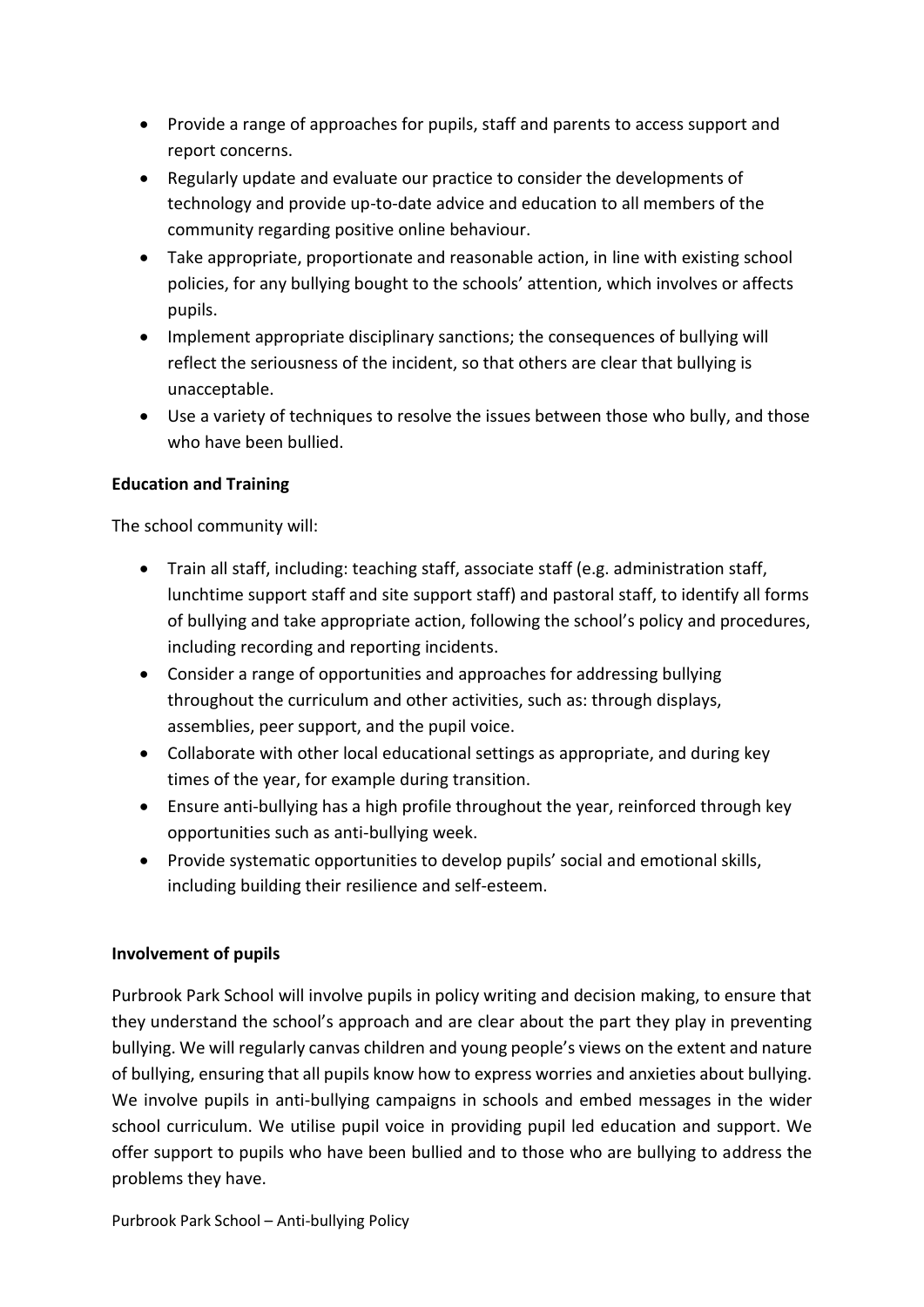- Provide a range of approaches for pupils, staff and parents to access support and report concerns.
- Regularly update and evaluate our practice to consider the developments of technology and provide up-to-date advice and education to all members of the community regarding positive online behaviour.
- Take appropriate, proportionate and reasonable action, in line with existing school policies, for any bullying bought to the schools' attention, which involves or affects pupils.
- Implement appropriate disciplinary sanctions; the consequences of bullying will reflect the seriousness of the incident, so that others are clear that bullying is unacceptable.
- Use a variety of techniques to resolve the issues between those who bully, and those who have been bullied.

**Education and Training**

The school community will:

- Train all staff, including: teaching staff, associate staff (e.g. administration staff, lunchtime support staff and site support staff) and pastoral staff, to identify all forms of bullying and take appropriate action, following the school's policy and procedures, including recording and reporting incidents.
- Consider a range of opportunities and approaches for addressing bullying throughout the curriculum and other activities, such as: through displays, assemblies, peer support, and the pupil voice.
- Collaborate with other local educational settings as appropriate, and during key times of the year, for example during transition.
- Ensure anti-bullying has a high profile throughout the year, reinforced through key opportunities such as anti-bullying week.
- Provide systematic opportunities to develop pupils' social and emotional skills, including building their resilience and self-esteem.

**Involvement of pupils**

Purbrook Park School will involve pupils in policy writing and decision making, to ensure that they understand the school's approach and are clear about the part they play in preventing bullying. We will regularly canvas children and young people's views on the extent and nature of bullying, ensuring that all pupils know how to express worries and anxieties about bullying. We involve pupils in anti-bullying campaigns in schools and embed messages in the wider school curriculum. We utilise pupil voice in providing pupil led education and support. We offer support to pupils who have been bullied and to those who are bullying to address the problems they have.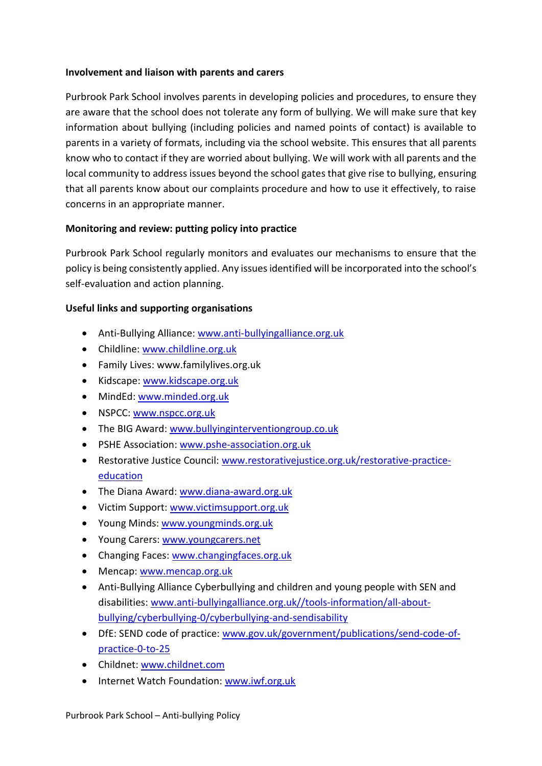**Involvement and liaison with parents and carers**

Purbrook Park School involves parents in developing policies and procedures, to ensure they are aware that the school does not tolerate any form of bullying. We will make sure that key information about bullying (including policies and named points of contact) is available to parents in a variety of formats, including via the school website. This ensures that all parents know who to contact if they are worried about bullying. We will work with all parents and the local community to address issues beyond the school gates that give rise to bullying, ensuring that all parents know about our complaints procedure and how to use it effectively, to raise concerns in an appropriate manner.

**Monitoring and review: putting policy into practice**

Purbrook Park School regularly monitors and evaluates our mechanisms to ensure that the policy is being consistently applied. Any issues identified will be incorporated into the school's self-evaluation and action planning.

**Useful links and supporting organisations**

- Anti-Bullying Alliance: www.anti-bullyingalliance.org.uk
- Childline: www.childline.org.uk
- Family Lives: www.familylives.org.uk
- Kidscape: www.kidscape.org.uk
- MindEd: www.minded.org.uk
- NSPCC: www.nspcc.org.uk
- The BIG Award: www.bullyinginterventiongroup.co.uk
- PSHE Association: www.pshe-association.org.uk
- Restorative Justice Council: www.restorativejustice.org.uk/restorative-practice-education
- The Diana Award: www.diana-award.org.uk
- Victim Support: www.victimsupport.org.uk
- Young Minds: www.youngminds.org.uk
- Young Carers: www.youngcarers.net
- Changing Faces: www.changingfaces.org.uk
- Mencap: www.mencap.org.uk
- Anti-Bullying Alliance Cyberbullying and children and young people with SEN and disabilities: www.anti-bullyingalliance.org.uk//tools-information/all-about-bullying/cyberbullying-0/cyberbullying-and-sendisability
- DfE: SEND code of practice: www.gov.uk/government/publications/send-code-of-practice-0-to-25
- Childnet: www.childnet.com
- Internet Watch Foundation: www.iwf.org.uk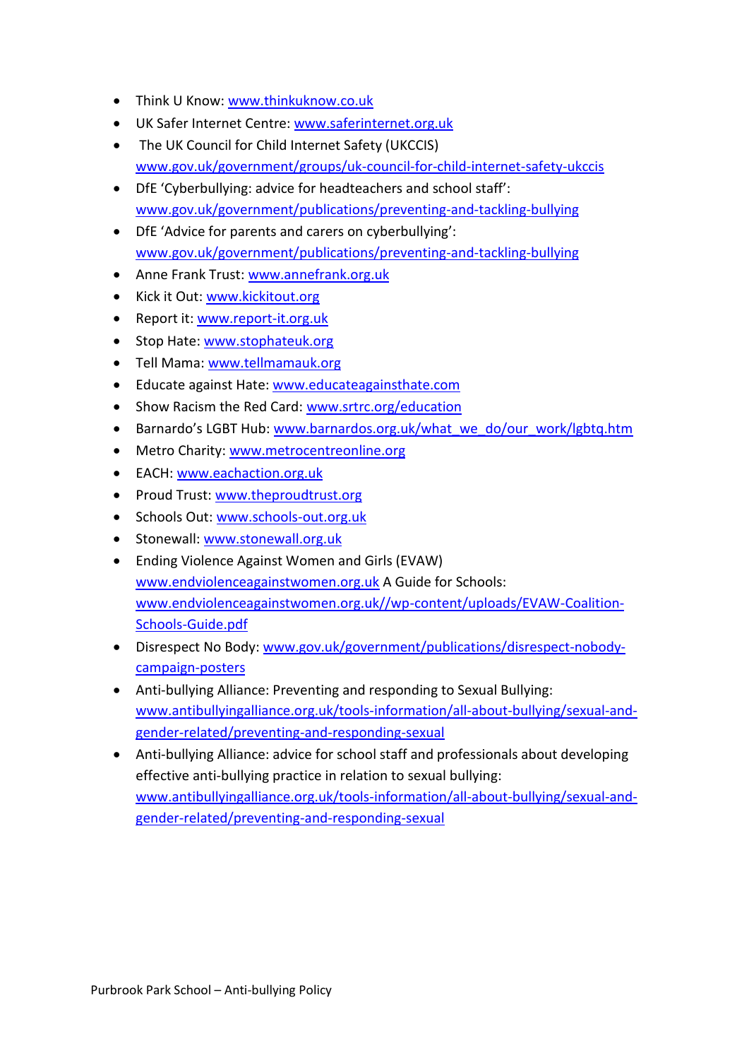- Think U Know: www.thinkuknow.co.uk
- UK Safer Internet Centre: www.saferinternet.org.uk
- The UK Council for Child Internet Safety (UKCCIS) www.gov.uk/government/groups/uk-council-for-child-internet-safety-ukccis
- DfE 'Cyberbullying: advice for headteachers and school staff': www.gov.uk/government/publications/preventing-and-tackling-bullying
- DfE 'Advice for parents and carers on cyberbullying': www.gov.uk/government/publications/preventing-and-tackling-bullying
- Anne Frank Trust: www.annefrank.org.uk
- Kick it Out: www.kickitout.org
- Report it: www.report-it.org.uk
- Stop Hate: www.stophateuk.org
- Tell Mama: www.tellmamauk.org
- Educate against Hate: www.educateagainsthate.com
- Show Racism the Red Card: www.srtrc.org/education
- Barnardo's LGBT Hub: www.barnardos.org.uk/what_we_do/our_work/lgbtq.htm
- Metro Charity: www.metrocentreonline.org
- EACH: www.eachaction.org.uk
- Proud Trust: www.theproudtrust.org
- Schools Out: www.schools-out.org.uk
- Stonewall: www.stonewall.org.uk
- Ending Violence Against Women and Girls (EVAW) www.endviolenceagainstwomen.org.uk A Guide for Schools: www.endviolenceagainstwomen.org.uk//wp-content/uploads/EVAW-Coalition-Schools-Guide.pdf
- Disrespect No Body: www.gov.uk/government/publications/disrespect-nobody-campaign-posters
- Anti-bullying Alliance: Preventing and responding to Sexual Bullying: www.antibullyingalliance.org.uk/tools-information/all-about-bullying/sexual-and-gender-related/preventing-and-responding-sexual
- Anti-bullying Alliance: advice for school staff and professionals about developing effective anti-bullying practice in relation to sexual bullying: www.antibullyingalliance.org.uk/tools-information/all-about-bullying/sexual-and-gender-related/preventing-and-responding-sexual